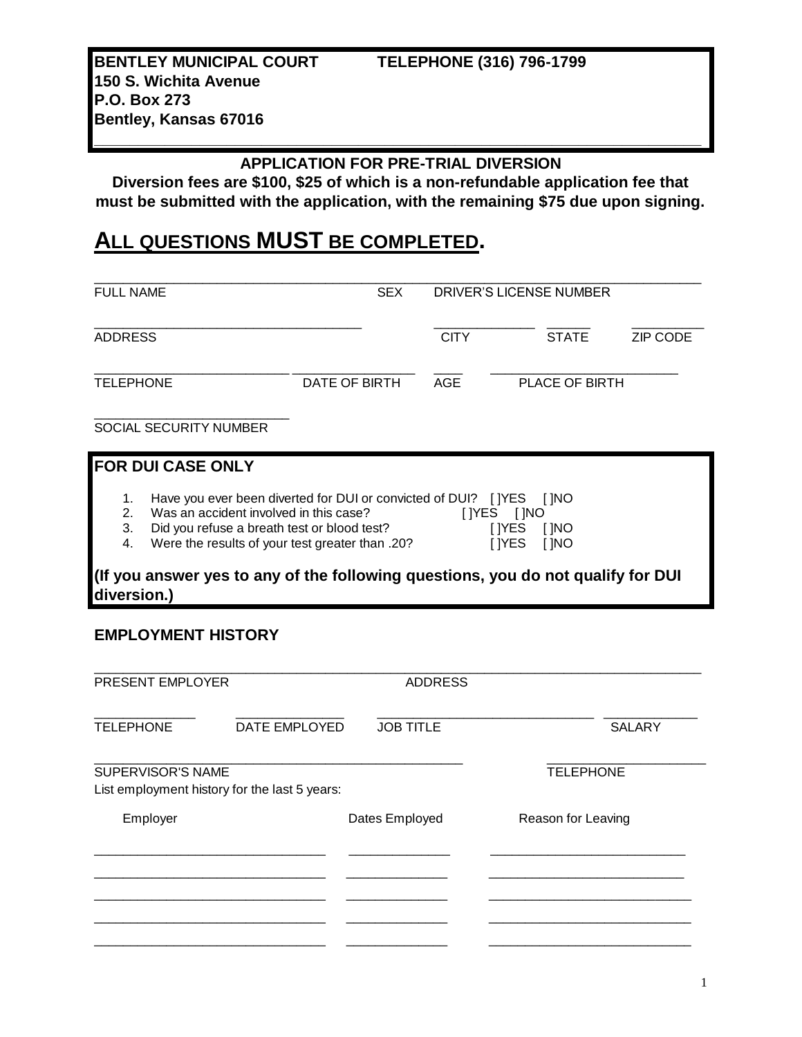**BENTLEY MUNICIPAL COURT** **TELEPHONE (316) 796-1799**
**150 S. Wichita Avenue**
**P.O. Box 273**
**Bentley, Kansas 67016**

## APPLICATION FOR PRE-TRIAL DIVERSION

**Diversion fees are $100, $25 of which is a non-refundable application fee that must be submitted with the application, with the remaining $75 due upon signing.**

# ALL QUESTIONS MUST BE COMPLETED.

______________________________________________________________________
FULL NAME SEX DRIVER'S LICENSE NUMBER

______________________________ ____________ ______ ________
ADDRESS CITY STATE ZIP CODE

______________________ ______________ ____ ____________________
TELEPHONE DATE OF BIRTH AGE PLACE OF BIRTH

______________________
SOCIAL SECURITY NUMBER

### FOR DUI CASE ONLY

1. Have you ever been diverted for DUI or convicted of DUI? [ ]YES [ ]NO
2. Was an accident involved in this case? [ ]YES [ ]NO
3. Did you refuse a breath test or blood test? [ ]YES [ ]NO
4. Were the results of your test greater than .20? [ ]YES [ ]NO

**(If you answer yes to any of the following questions, you do not qualify for DUI diversion.)**

### EMPLOYMENT HISTORY

______________________________________________________________________
PRESENT EMPLOYER ADDRESS

____________ ____________ ________________________ __________
TELEPHONE DATE EMPLOYED JOB TITLE SALARY

__________________________________________ __________________
SUPERVISOR'S NAME TELEPHONE

List employment history for the last 5 years:

| Employer | Dates Employed | Reason for Leaving |
|---|---|---|
| | | |
| | | |
| | | |
| | | |
| | | |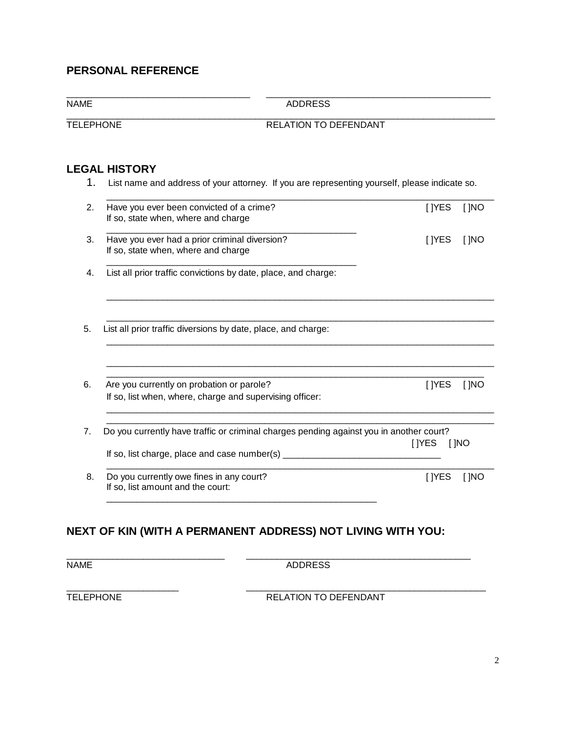## PERSONAL REFERENCE

____________________________________ ____________________________________________

NAME ADDRESS

______________________________________________________________________________________

TELEPHONE RELATION TO DEFENDANT

## LEGAL HISTORY

1. List name and address of your attorney. If you are representing yourself, please indicate so.

   ____________________________________________________________________________

2. Have you ever been convicted of a crime? [ ]YES [ ]NO
   If so, state when, where and charge

   __________________________________________________

3. Have you ever had a prior criminal diversion? [ ]YES [ ]NO
   If so, state when, where and charge

   __________________________________________________

4. List all prior traffic convictions by date, place, and charge:

   ____________________________________________________________________________

   ____________________________________________________________________________

5. List all prior traffic diversions by date, place, and charge:

   ____________________________________________________________________________

   ____________________________________________________________________________

   ____________________________________________________________________________

6. Are you currently on probation or parole? [ ]YES [ ]NO
   If so, list when, where, charge and supervising officer:

   ____________________________________________________________________________

   ____________________________________________________________________________

7. Do you currently have traffic or criminal charges pending against you in another court? [ ]YES [ ]NO
   If so, list charge, place and case number(s) ______________________________

   ____________________________________________________________________________

8. Do you currently owe fines in any court? [ ]YES [ ]NO
   If so, list amount and the court:

   _____________________________________________________

## NEXT OF KIN (WITH A PERMANENT ADDRESS) NOT LIVING WITH YOU:

_______________________________ ____________________________________________

NAME ADDRESS

______________________ _______________________________________________

TELEPHONE RELATION TO DEFENDANT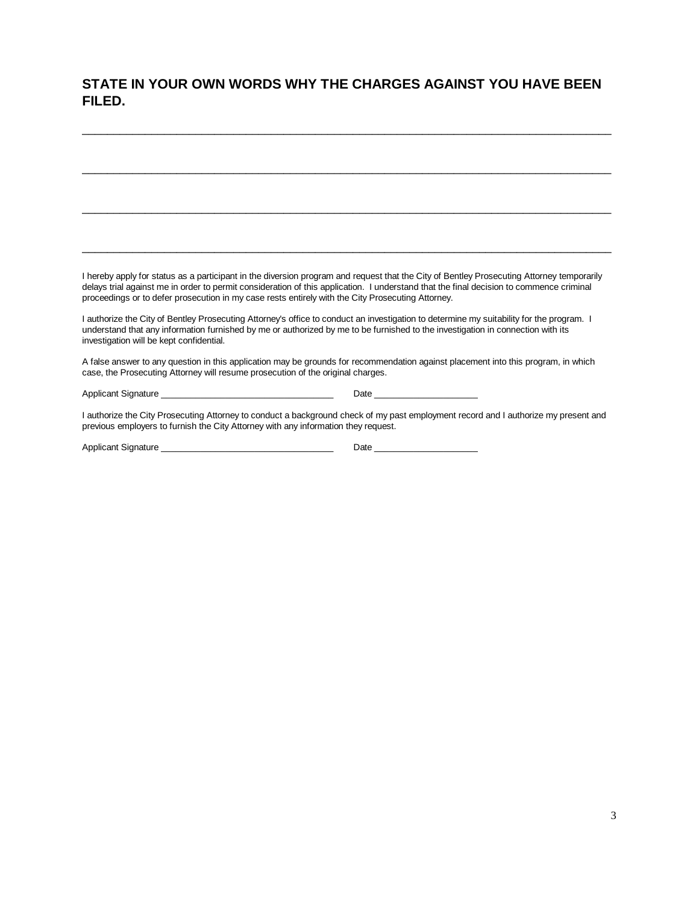## STATE IN YOUR OWN WORDS WHY THE CHARGES AGAINST YOU HAVE BEEN FILED.

_______________________________________________________________________________

_______________________________________________________________________________

_______________________________________________________________________________

_______________________________________________________________________________

I hereby apply for status as a participant in the diversion program and request that the City of Bentley Prosecuting Attorney temporarily delays trial against me in order to permit consideration of this application. I understand that the final decision to commence criminal proceedings or to defer prosecution in my case rests entirely with the City Prosecuting Attorney.

I authorize the City of Bentley Prosecuting Attorney's office to conduct an investigation to determine my suitability for the program. I understand that any information furnished by me or authorized by me to be furnished to the investigation in connection with its investigation will be kept confidential.

A false answer to any question in this application may be grounds for recommendation against placement into this program, in which case, the Prosecuting Attorney will resume prosecution of the original charges.

Applicant Signature ______________________________ Date ____________________

I authorize the City Prosecuting Attorney to conduct a background check of my past employment record and I authorize my present and previous employers to furnish the City Attorney with any information they request.

Applicant Signature ______________________________ Date ____________________